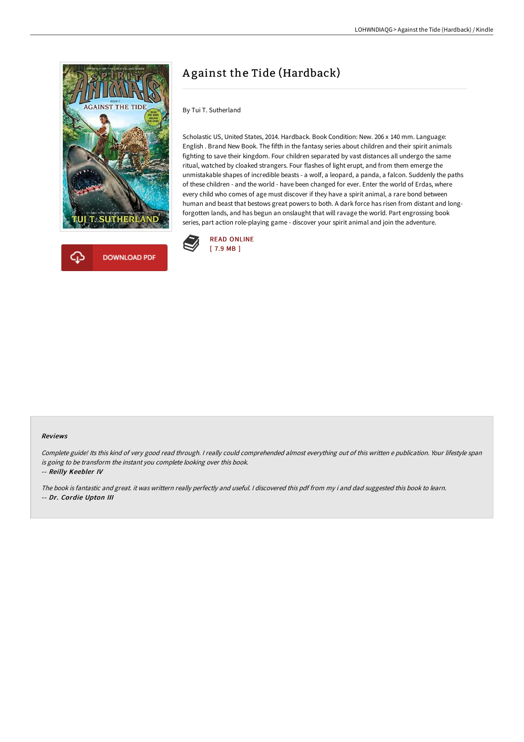# Against the Tide (Hardback)

By Tui T. Sutherland

Scholastic US, United States, 2014. Hardback. Book Condition: New. 206 x 140 mm. Language: English . Brand New Book. The fifth in the fantasy series about children and their spirit animals fighting to save their kingdom. Four children separated by vast distances all undergo the same ritual, watched by cloaked strangers. Four flashes of light erupt, and from them emerge the unmistakable shapes of incredible beasts - a wolf, a leopard, a panda, a falcon. Suddenly the paths of these children - and the world - have been changed for ever. Enter the world of Erdas, where every child who comes of age must discover if they have a spirit animal, a rare bond between human and beast that bestows great powers to both. A dark force has risen from distant and long-forgotten lands, and has begun an onslaught that will ravage the world. Part engrossing book series, part action role-playing game - discover your spirit animal and join the adventure.

READ ONLINE
[ 7.9 MB ]

DOWNLOAD PDF

### Reviews

*Complete guide! Its this kind of very good read through. I really could comprehended almost everything out of this written e publication. Your lifestyle span is going to be transform the instant you complete looking over this book.*

-- ***Reilly Keebler IV***

*The book is fantastic and great. it was writtern really perfectly and useful. I discovered this pdf from my i and dad suggested this book to learn.*

-- ***Dr. Cordie Upton III***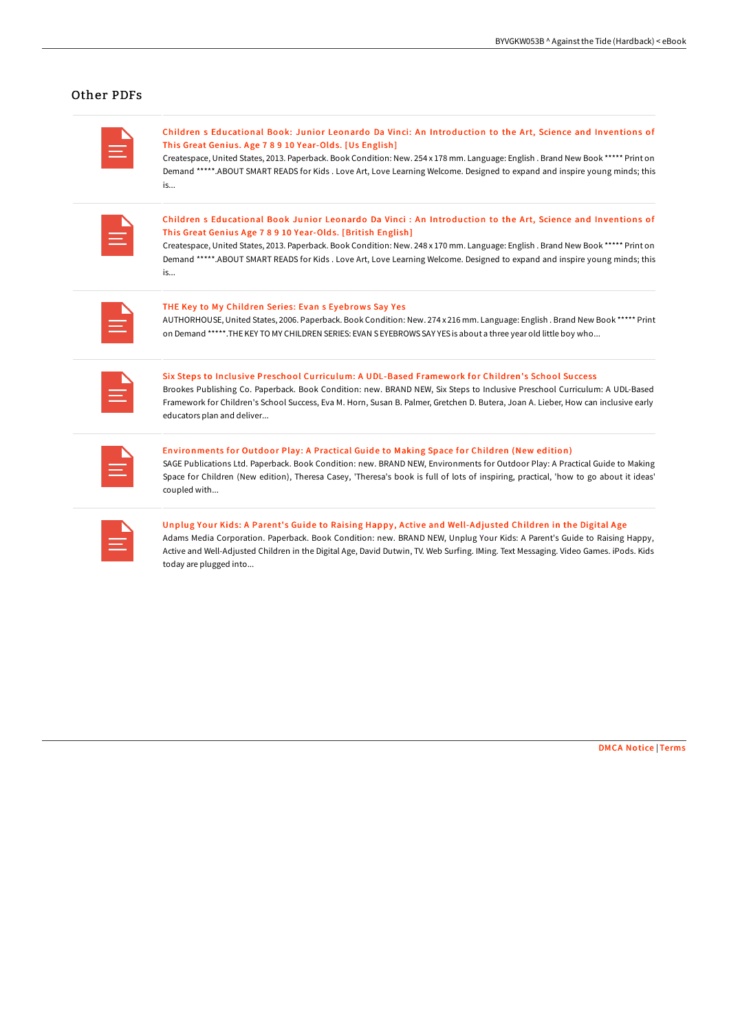## Other PDFs

**Children s Educational Book: Junior Leonardo Da Vinci: An Introduction to the Art, Science and Inventions of This Great Genius. Age 7 8 9 10 Year-Olds. [Us English]**

Createspace, United States, 2013. Paperback. Book Condition: New. 254 x 178 mm. Language: English . Brand New Book ***** Print on Demand *****.ABOUT SMART READS for Kids . Love Art, Love Learning Welcome. Designed to expand and inspire young minds; this is...

**Children s Educational Book Junior Leonardo Da Vinci : An Introduction to the Art, Science and Inventions of This Great Genius Age 7 8 9 10 Year-Olds. [British English]**

Createspace, United States, 2013. Paperback. Book Condition: New. 248 x 170 mm. Language: English . Brand New Book ***** Print on Demand *****.ABOUT SMART READS for Kids . Love Art, Love Learning Welcome. Designed to expand and inspire young minds; this is...

**THE Key to My Children Series: Evan s Eyebrows Say Yes**

AUTHORHOUSE, United States, 2006. Paperback. Book Condition: New. 274 x 216 mm. Language: English . Brand New Book ***** Print on Demand *****.THE KEY TO MY CHILDREN SERIES: EVAN S EYEBROWS SAY YES is about a three year old little boy who...

**Six Steps to Inclusive Preschool Curriculum: A UDL-Based Framework for Children's School Success**

Brookes Publishing Co. Paperback. Book Condition: new. BRAND NEW, Six Steps to Inclusive Preschool Curriculum: A UDL-Based Framework for Children's School Success, Eva M. Horn, Susan B. Palmer, Gretchen D. Butera, Joan A. Lieber, How can inclusive early educators plan and deliver...

**Environments for Outdoor Play: A Practical Guide to Making Space for Children (New edition)**

SAGE Publications Ltd. Paperback. Book Condition: new. BRAND NEW, Environments for Outdoor Play: A Practical Guide to Making Space for Children (New edition), Theresa Casey, 'Theresa's book is full of lots of inspiring, practical, 'how to go about it ideas' coupled with...

**Unplug Your Kids: A Parent's Guide to Raising Happy, Active and Well-Adjusted Children in the Digital Age**

Adams Media Corporation. Paperback. Book Condition: new. BRAND NEW, Unplug Your Kids: A Parent's Guide to Raising Happy, Active and Well-Adjusted Children in the Digital Age, David Dutwin, TV. Web Surfing. IMing. Text Messaging. Video Games. iPods. Kids today are plugged into...

DMCA Notice | Terms